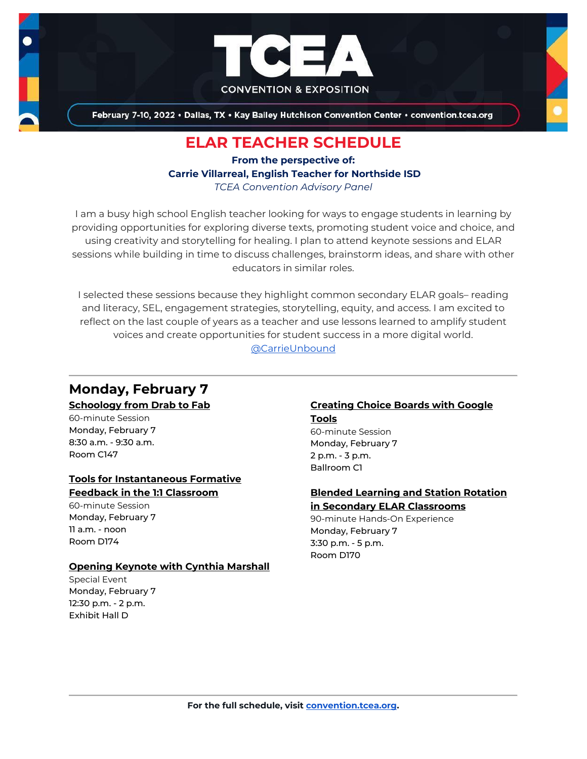# TCEA

CONVENTION & EXPOSITION

February 7-10, 2022 • Dallas, TX • Kay Bailey Hutchison Convention Center • convention.tcea.org

## ELAR TEACHER SCHEDULE

**From the perspective of:**
**Carrie Villarreal, English Teacher for Northside ISD**
*TCEA Convention Advisory Panel*

I am a busy high school English teacher looking for ways to engage students in learning by providing opportunities for exploring diverse texts, promoting student voice and choice, and using creativity and storytelling for healing. I plan to attend keynote sessions and ELAR sessions while building in time to discuss challenges, brainstorm ideas, and share with other educators in similar roles.

I selected these sessions because they highlight common secondary ELAR goals– reading and literacy, SEL, engagement strategies, storytelling, equity, and access. I am excited to reflect on the last couple of years as a teacher and use lessons learned to amplify student voices and create opportunities for student success in a more digital world.
@CarrieUnbound

---

## Monday, February 7

**Schoology from Drab to Fab**
60-minute Session
Monday, February 7
8:30 a.m. - 9:30 a.m.
Room C147

**Tools for Instantaneous Formative Feedback in the 1:1 Classroom**
60-minute Session
Monday, February 7
11 a.m. - noon
Room D174

**Opening Keynote with Cynthia Marshall**
Special Event
Monday, February 7
12:30 p.m. - 2 p.m.
Exhibit Hall D

**Creating Choice Boards with Google Tools**
60-minute Session
Monday, February 7
2 p.m. - 3 p.m.
Ballroom C1

**Blended Learning and Station Rotation in Secondary ELAR Classrooms**
90-minute Hands-On Experience
Monday, February 7
3:30 p.m. - 5 p.m.
Room D170

---

**For the full schedule, visit convention.tcea.org.**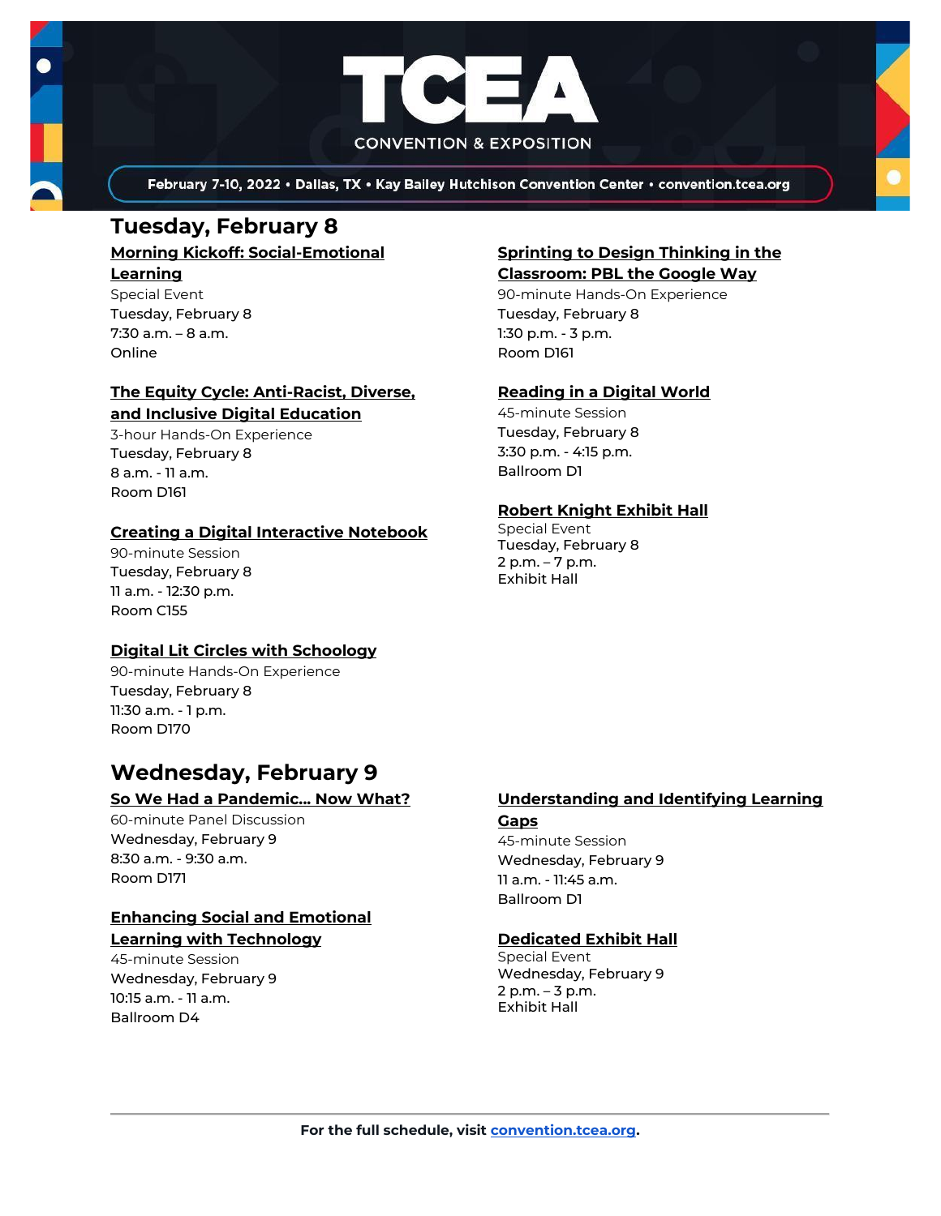February 7-10, 2022 • Dallas, TX • Kay Bailey Hutchison Convention Center • convention.tcea.org

## Tuesday, February 8

**Morning Kickoff: Social-Emotional Learning**
Special Event
Tuesday, February 8
7:30 a.m. – 8 a.m.
Online

**The Equity Cycle: Anti-Racist, Diverse, and Inclusive Digital Education**
3-hour Hands-On Experience
Tuesday, February 8
8 a.m. - 11 a.m.
Room D161

**Creating a Digital Interactive Notebook**
90-minute Session
Tuesday, February 8
11 a.m. - 12:30 p.m.
Room C155

**Digital Lit Circles with Schoology**
90-minute Hands-On Experience
Tuesday, February 8
11:30 a.m. - 1 p.m.
Room D170

**Sprinting to Design Thinking in the Classroom: PBL the Google Way**
90-minute Hands-On Experience
Tuesday, February 8
1:30 p.m. - 3 p.m.
Room D161

**Reading in a Digital World**
45-minute Session
Tuesday, February 8
3:30 p.m. - 4:15 p.m.
Ballroom D1

**Robert Knight Exhibit Hall**
Special Event
Tuesday, February 8
2 p.m. – 7 p.m.
Exhibit Hall

## Wednesday, February 9

**So We Had a Pandemic... Now What?**
60-minute Panel Discussion
Wednesday, February 9
8:30 a.m. - 9:30 a.m.
Room D171

**Enhancing Social and Emotional Learning with Technology**
45-minute Session
Wednesday, February 9
10:15 a.m. - 11 a.m.
Ballroom D4

**Understanding and Identifying Learning Gaps**
45-minute Session
Wednesday, February 9
11 a.m. - 11:45 a.m.
Ballroom D1

**Dedicated Exhibit Hall**
Special Event
Wednesday, February 9
2 p.m. – 3 p.m.
Exhibit Hall

---

**For the full schedule, visit convention.tcea.org.**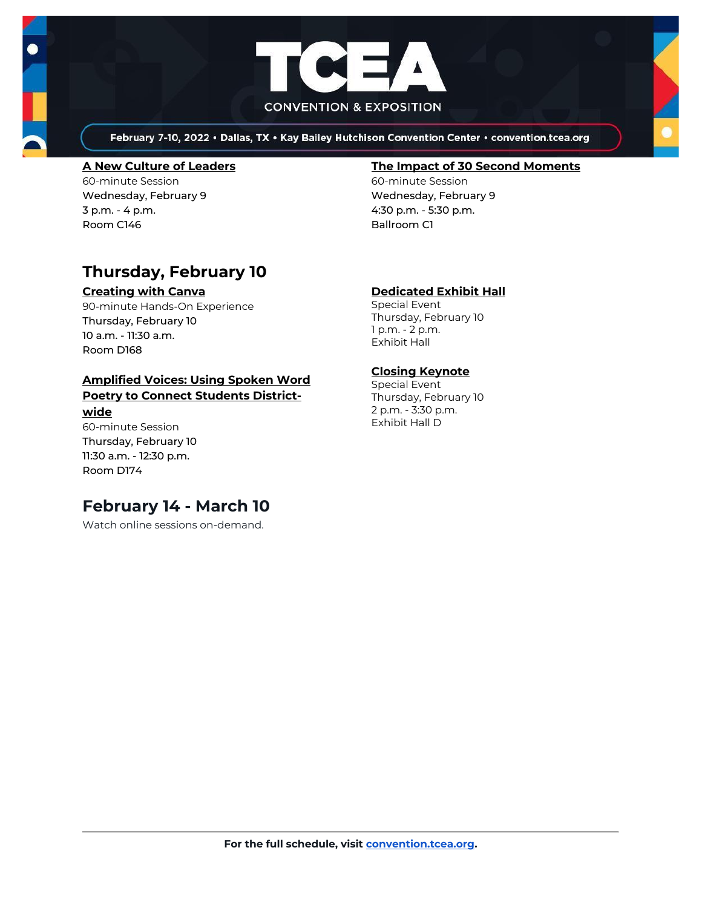**A New Culture of Leaders**
60-minute Session
Wednesday, February 9
3 p.m. - 4 p.m.
Room C146

**The Impact of 30 Second Moments**
60-minute Session
Wednesday, February 9
4:30 p.m. - 5:30 p.m.
Ballroom C1

## Thursday, February 10

**Creating with Canva**
90-minute Hands-On Experience
Thursday, February 10
10 a.m. - 11:30 a.m.
Room D168

**Amplified Voices: Using Spoken Word Poetry to Connect Students District-wide**
60-minute Session
Thursday, February 10
11:30 a.m. - 12:30 p.m.
Room D174

**Dedicated Exhibit Hall**
Special Event
Thursday, February 10
1 p.m. - 2 p.m.
Exhibit Hall

**Closing Keynote**
Special Event
Thursday, February 10
2 p.m. - 3:30 p.m.
Exhibit Hall D

## February 14 - March 10

Watch online sessions on-demand.

---

**For the full schedule, visit convention.tcea.org.**